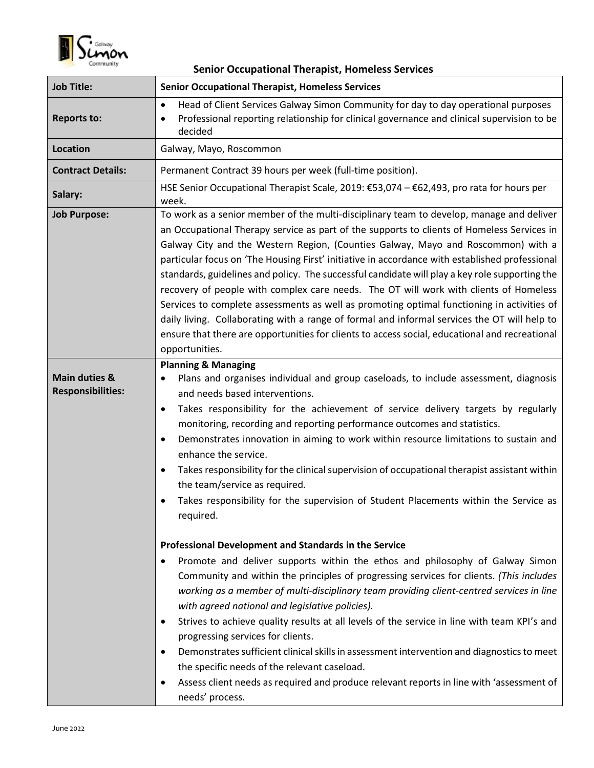# Senior Occupational Therapist, Homeless Services

| Job Title: | Senior Occupational Therapist, Homeless Services |
|---|---|
| Reports to: | • Head of Client Services Galway Simon Community for day to day operational purposes<br>• Professional reporting relationship for clinical governance and clinical supervision to be decided |
| Location | Galway, Mayo, Roscommon |
| Contract Details: | Permanent Contract 39 hours per week (full-time position). |
| Salary: | HSE Senior Occupational Therapist Scale, 2019: €53,074 – €62,493, pro rata for hours per week. |
| Job Purpose: | To work as a senior member of the multi-disciplinary team to develop, manage and deliver an Occupational Therapy service as part of the supports to clients of Homeless Services in Galway City and the Western Region, (Counties Galway, Mayo and Roscommon) with a particular focus on 'The Housing First' initiative in accordance with established professional standards, guidelines and policy. The successful candidate will play a key role supporting the recovery of people with complex care needs. The OT will work with clients of Homeless Services to complete assessments as well as promoting optimal functioning in activities of daily living. Collaborating with a range of formal and informal services the OT will help to ensure that there are opportunities for clients to access social, educational and recreational opportunities. |
| Main duties & Responsibilities: | **Planning & Managing**<br>• Plans and organises individual and group caseloads, to include assessment, diagnosis and needs based interventions.<br>• Takes responsibility for the achievement of service delivery targets by regularly monitoring, recording and reporting performance outcomes and statistics.<br>• Demonstrates innovation in aiming to work within resource limitations to sustain and enhance the service.<br>• Takes responsibility for the clinical supervision of occupational therapist assistant within the team/service as required.<br>• Takes responsibility for the supervision of Student Placements within the Service as required.<br><br>**Professional Development and Standards in the Service**<br>• Promote and deliver supports within the ethos and philosophy of Galway Simon Community and within the principles of progressing services for clients. *(This includes working as a member of multi-disciplinary team providing client-centred services in line with agreed national and legislative policies).*<br>• Strives to achieve quality results at all levels of the service in line with team KPI's and progressing services for clients.<br>• Demonstrates sufficient clinical skills in assessment intervention and diagnostics to meet the specific needs of the relevant caseload.<br>• Assess client needs as required and produce relevant reports in line with 'assessment of needs' process. |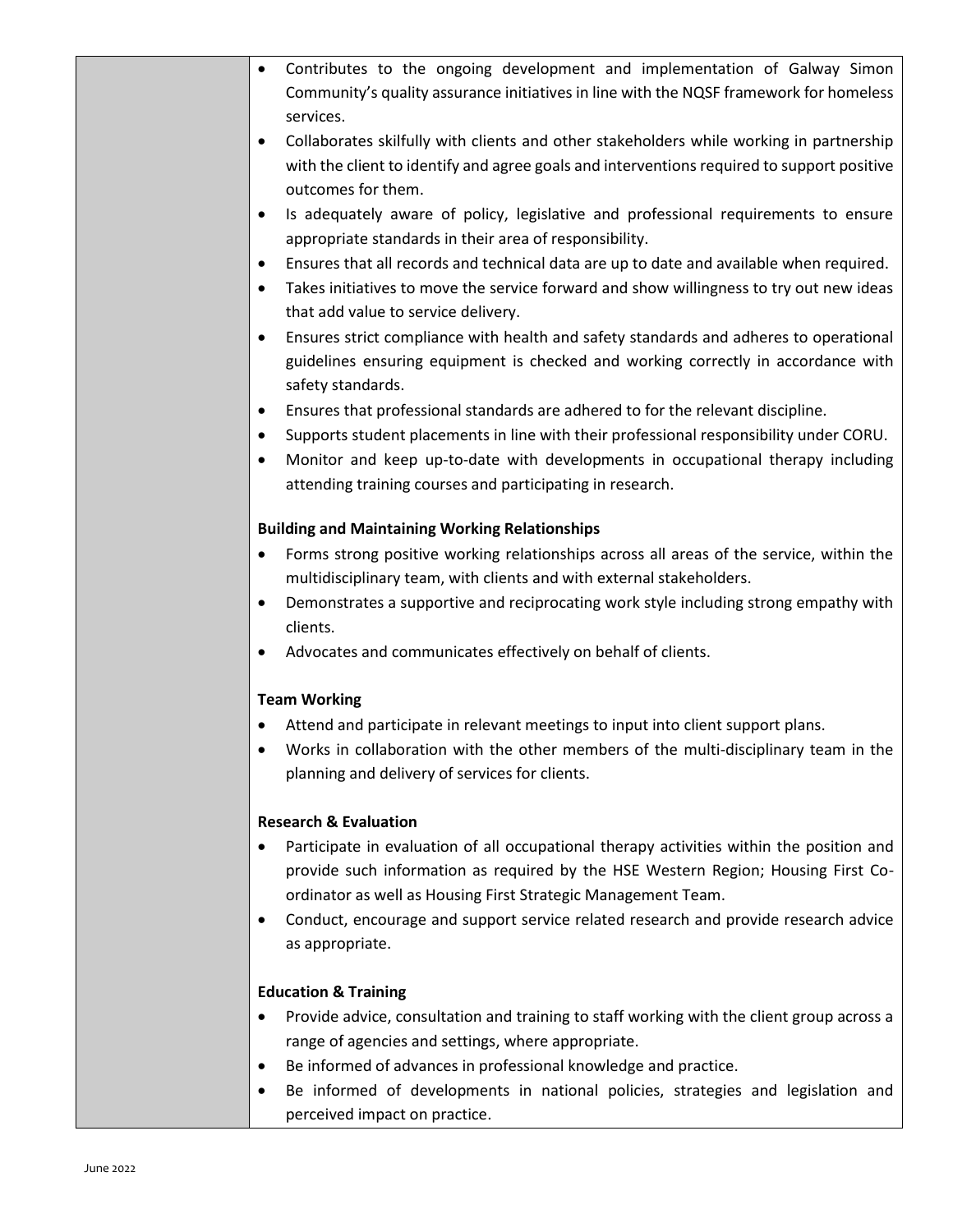- Contributes to the ongoing development and implementation of Galway Simon Community's quality assurance initiatives in line with the NQSF framework for homeless services.
- Collaborates skilfully with clients and other stakeholders while working in partnership with the client to identify and agree goals and interventions required to support positive outcomes for them.
- Is adequately aware of policy, legislative and professional requirements to ensure appropriate standards in their area of responsibility.
- Ensures that all records and technical data are up to date and available when required.
- Takes initiatives to move the service forward and show willingness to try out new ideas that add value to service delivery.
- Ensures strict compliance with health and safety standards and adheres to operational guidelines ensuring equipment is checked and working correctly in accordance with safety standards.
- Ensures that professional standards are adhered to for the relevant discipline.
- Supports student placements in line with their professional responsibility under CORU.
- Monitor and keep up-to-date with developments in occupational therapy including attending training courses and participating in research.

**Building and Maintaining Working Relationships**

- Forms strong positive working relationships across all areas of the service, within the multidisciplinary team, with clients and with external stakeholders.
- Demonstrates a supportive and reciprocating work style including strong empathy with clients.
- Advocates and communicates effectively on behalf of clients.

**Team Working**

- Attend and participate in relevant meetings to input into client support plans.
- Works in collaboration with the other members of the multi-disciplinary team in the planning and delivery of services for clients.

**Research & Evaluation**

- Participate in evaluation of all occupational therapy activities within the position and provide such information as required by the HSE Western Region; Housing First Co-ordinator as well as Housing First Strategic Management Team.
- Conduct, encourage and support service related research and provide research advice as appropriate.

**Education & Training**

- Provide advice, consultation and training to staff working with the client group across a range of agencies and settings, where appropriate.
- Be informed of advances in professional knowledge and practice.
- Be informed of developments in national policies, strategies and legislation and perceived impact on practice.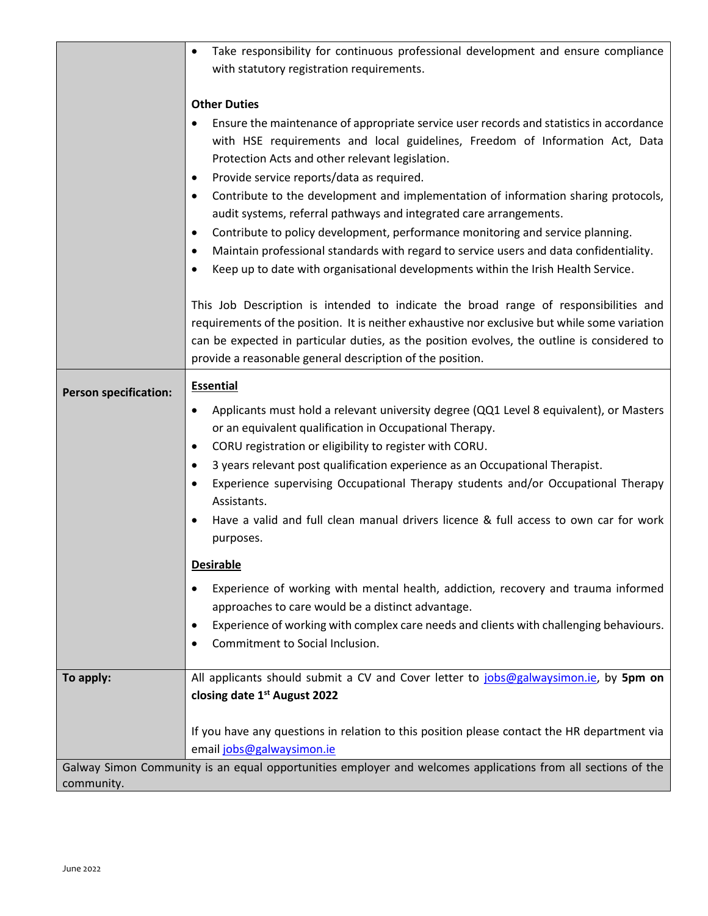| | |
|---|---|
| | • Take responsibility for continuous professional development and ensure compliance with statutory registration requirements.<br><br>**Other Duties**<br>• Ensure the maintenance of appropriate service user records and statistics in accordance with HSE requirements and local guidelines, Freedom of Information Act, Data Protection Acts and other relevant legislation.<br>• Provide service reports/data as required.<br>• Contribute to the development and implementation of information sharing protocols, audit systems, referral pathways and integrated care arrangements.<br>• Contribute to policy development, performance monitoring and service planning.<br>• Maintain professional standards with regard to service users and data confidentiality.<br>• Keep up to date with organisational developments within the Irish Health Service.<br><br>This Job Description is intended to indicate the broad range of responsibilities and requirements of the position. It is neither exhaustive nor exclusive but while some variation can be expected in particular duties, as the position evolves, the outline is considered to provide a reasonable general description of the position. |
| **Person specification:** | **Essential**<br>• Applicants must hold a relevant university degree (QQ1 Level 8 equivalent), or Masters or an equivalent qualification in Occupational Therapy.<br>• CORU registration or eligibility to register with CORU.<br>• 3 years relevant post qualification experience as an Occupational Therapist.<br>• Experience supervising Occupational Therapy students and/or Occupational Therapy Assistants.<br>• Have a valid and full clean manual drivers licence & full access to own car for work purposes.<br><br>**Desirable**<br>• Experience of working with mental health, addiction, recovery and trauma informed approaches to care would be a distinct advantage.<br>• Experience of working with complex care needs and clients with challenging behaviours.<br>• Commitment to Social Inclusion. |
| **To apply:** | All applicants should submit a CV and Cover letter to jobs@galwaysimon.ie, by **5pm on closing date 1st August 2022**<br><br>If you have any questions in relation to this position please contact the HR department via email jobs@galwaysimon.ie |

Galway Simon Community is an equal opportunities employer and welcomes applications from all sections of the community.

June 2022